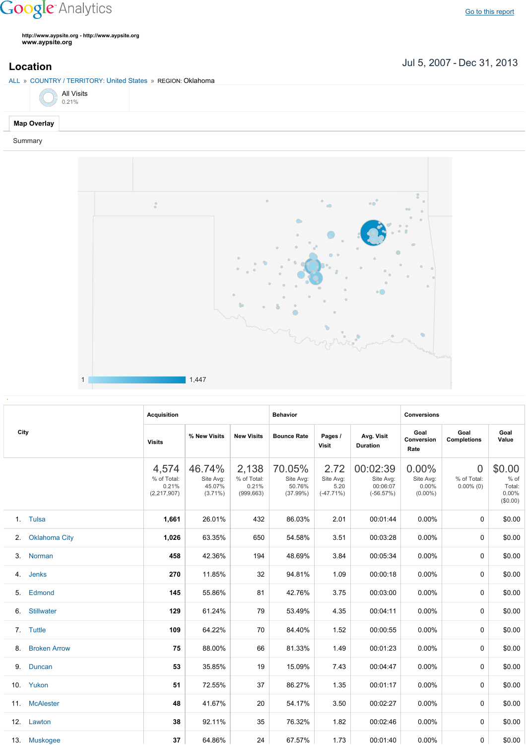Google Analytics

Go to this report

http://www.aypsite.org - http://www.aypsite.org
www.aypsite.org

## Location

Jul 5, 2007 - Dec 31, 2013

ALL » COUNTRY / TERRITORY: United States » REGION: Oklahoma

All Visits
0.21%

Map Overlay

Summary

1 — 1,447

| City | Acquisition | | | Behavior | | | Conversions | | |
|---|---|---|---|---|---|---|---|---|---|
| | Visits | % New Visits | New Visits | Bounce Rate | Pages / Visit | Avg. Visit Duration | Goal Conversion Rate | Goal Completions | Goal Value |
| | 4,574 % of Total: 0.21% (2,217,907) | 46.74% Site Avg: 45.07% (3.71%) | 2,138 % of Total: 0.21% (999,663) | 70.05% Site Avg: 50.76% (37.99%) | 2.72 Site Avg: 5.20 (-47.71%) | 00:02:39 Site Avg: 00:06:07 (-56.57%) | 0.00% Site Avg: 0.00% (0.00%) | 0 % of Total: 0.00% (0) | $0.00 % of Total: 0.00% ($0.00) |
| 1. Tulsa | 1,661 | 26.01% | 432 | 86.03% | 2.01 | 00:01:44 | 0.00% | 0 | $0.00 |
| 2. Oklahoma City | 1,026 | 63.35% | 650 | 54.58% | 3.51 | 00:03:28 | 0.00% | 0 | $0.00 |
| 3. Norman | 458 | 42.36% | 194 | 48.69% | 3.84 | 00:05:34 | 0.00% | 0 | $0.00 |
| 4. Jenks | 270 | 11.85% | 32 | 94.81% | 1.09 | 00:00:18 | 0.00% | 0 | $0.00 |
| 5. Edmond | 145 | 55.86% | 81 | 42.76% | 3.75 | 00:03:00 | 0.00% | 0 | $0.00 |
| 6. Stillwater | 129 | 61.24% | 79 | 53.49% | 4.35 | 00:04:11 | 0.00% | 0 | $0.00 |
| 7. Tuttle | 109 | 64.22% | 70 | 84.40% | 1.52 | 00:00:55 | 0.00% | 0 | $0.00 |
| 8. Broken Arrow | 75 | 88.00% | 66 | 81.33% | 1.49 | 00:01:23 | 0.00% | 0 | $0.00 |
| 9. Duncan | 53 | 35.85% | 19 | 15.09% | 7.43 | 00:04:47 | 0.00% | 0 | $0.00 |
| 10. Yukon | 51 | 72.55% | 37 | 86.27% | 1.35 | 00:01:17 | 0.00% | 0 | $0.00 |
| 11. McAlester | 48 | 41.67% | 20 | 54.17% | 3.50 | 00:02:27 | 0.00% | 0 | $0.00 |
| 12. Lawton | 38 | 92.11% | 35 | 76.32% | 1.82 | 00:02:46 | 0.00% | 0 | $0.00 |
| 13. Muskogee | 37 | 64.86% | 24 | 67.57% | 1.73 | 00:01:40 | 0.00% | 0 | $0.00 |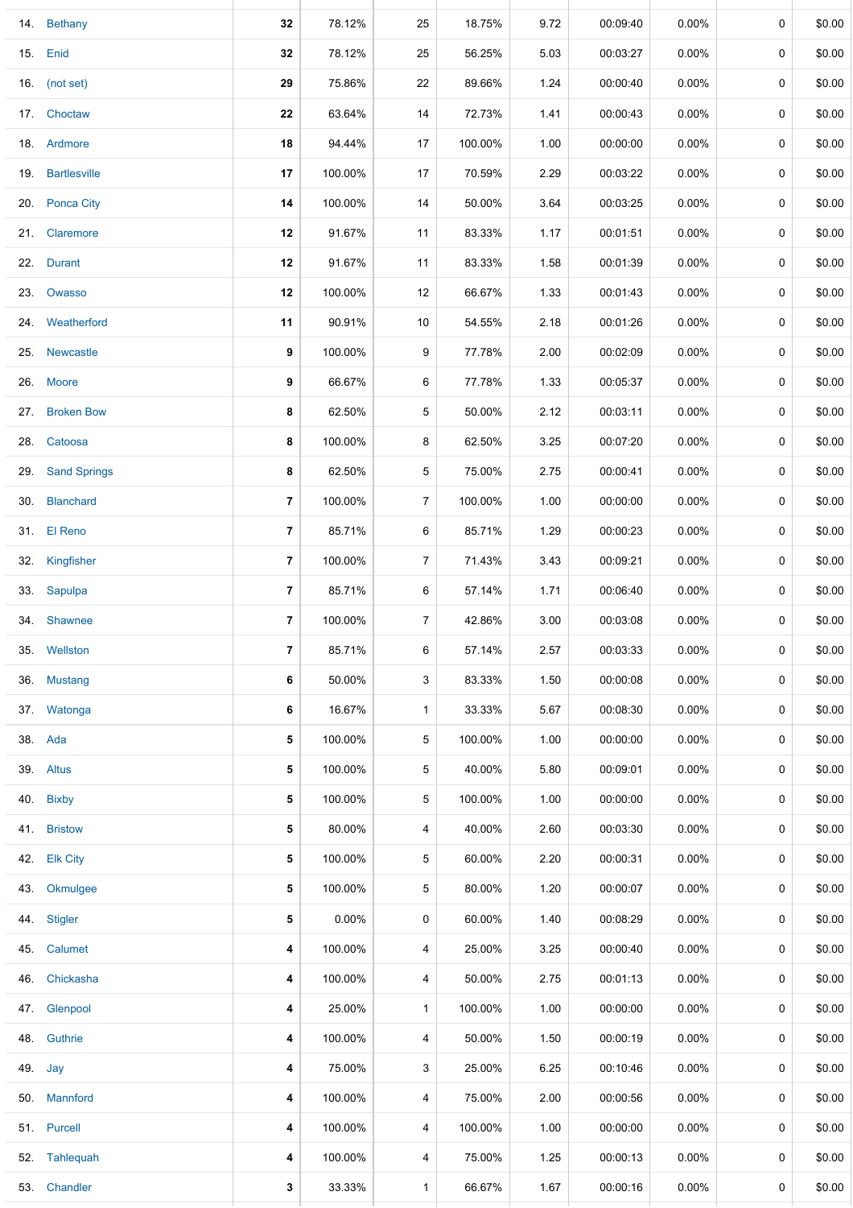| | | | | | | | | | | |
|---|---|---|---|---|---|---|---|---|---|---|
| 14. | Bethany | **32** | 78.12% | 25 | 18.75% | 9.72 | 00:09:40 | 0.00% | 0 | $0.00 |
| 15. | Enid | **32** | 78.12% | 25 | 56.25% | 5.03 | 00:03:27 | 0.00% | 0 | $0.00 |
| 16. | (not set) | **29** | 75.86% | 22 | 89.66% | 1.24 | 00:00:40 | 0.00% | 0 | $0.00 |
| 17. | Choctaw | **22** | 63.64% | 14 | 72.73% | 1.41 | 00:00:43 | 0.00% | 0 | $0.00 |
| 18. | Ardmore | **18** | 94.44% | 17 | 100.00% | 1.00 | 00:00:00 | 0.00% | 0 | $0.00 |
| 19. | Bartlesville | **17** | 100.00% | 17 | 70.59% | 2.29 | 00:03:22 | 0.00% | 0 | $0.00 |
| 20. | Ponca City | **14** | 100.00% | 14 | 50.00% | 3.64 | 00:03:25 | 0.00% | 0 | $0.00 |
| 21. | Claremore | **12** | 91.67% | 11 | 83.33% | 1.17 | 00:01:51 | 0.00% | 0 | $0.00 |
| 22. | Durant | **12** | 91.67% | 11 | 83.33% | 1.58 | 00:01:39 | 0.00% | 0 | $0.00 |
| 23. | Owasso | **12** | 100.00% | 12 | 66.67% | 1.33 | 00:01:43 | 0.00% | 0 | $0.00 |
| 24. | Weatherford | **11** | 90.91% | 10 | 54.55% | 2.18 | 00:01:26 | 0.00% | 0 | $0.00 |
| 25. | Newcastle | **9** | 100.00% | 9 | 77.78% | 2.00 | 00:02:09 | 0.00% | 0 | $0.00 |
| 26. | Moore | **9** | 66.67% | 6 | 77.78% | 1.33 | 00:05:37 | 0.00% | 0 | $0.00 |
| 27. | Broken Bow | **8** | 62.50% | 5 | 50.00% | 2.12 | 00:03:11 | 0.00% | 0 | $0.00 |
| 28. | Catoosa | **8** | 100.00% | 8 | 62.50% | 3.25 | 00:07:20 | 0.00% | 0 | $0.00 |
| 29. | Sand Springs | **8** | 62.50% | 5 | 75.00% | 2.75 | 00:00:41 | 0.00% | 0 | $0.00 |
| 30. | Blanchard | **7** | 100.00% | 7 | 100.00% | 1.00 | 00:00:00 | 0.00% | 0 | $0.00 |
| 31. | El Reno | **7** | 85.71% | 6 | 85.71% | 1.29 | 00:00:23 | 0.00% | 0 | $0.00 |
| 32. | Kingfisher | **7** | 100.00% | 7 | 71.43% | 3.43 | 00:09:21 | 0.00% | 0 | $0.00 |
| 33. | Sapulpa | **7** | 85.71% | 6 | 57.14% | 1.71 | 00:06:40 | 0.00% | 0 | $0.00 |
| 34. | Shawnee | **7** | 100.00% | 7 | 42.86% | 3.00 | 00:03:08 | 0.00% | 0 | $0.00 |
| 35. | Wellston | **7** | 85.71% | 6 | 57.14% | 2.57 | 00:03:33 | 0.00% | 0 | $0.00 |
| 36. | Mustang | **6** | 50.00% | 3 | 83.33% | 1.50 | 00:00:08 | 0.00% | 0 | $0.00 |
| 37. | Watonga | **6** | 16.67% | 1 | 33.33% | 5.67 | 00:08:30 | 0.00% | 0 | $0.00 |
| 38. | Ada | **5** | 100.00% | 5 | 100.00% | 1.00 | 00:00:00 | 0.00% | 0 | $0.00 |
| 39. | Altus | **5** | 100.00% | 5 | 40.00% | 5.80 | 00:09:01 | 0.00% | 0 | $0.00 |
| 40. | Bixby | **5** | 100.00% | 5 | 100.00% | 1.00 | 00:00:00 | 0.00% | 0 | $0.00 |
| 41. | Bristow | **5** | 80.00% | 4 | 40.00% | 2.60 | 00:03:30 | 0.00% | 0 | $0.00 |
| 42. | Elk City | **5** | 100.00% | 5 | 60.00% | 2.20 | 00:00:31 | 0.00% | 0 | $0.00 |
| 43. | Okmulgee | **5** | 100.00% | 5 | 80.00% | 1.20 | 00:00:07 | 0.00% | 0 | $0.00 |
| 44. | Stigler | **5** | 0.00% | 0 | 60.00% | 1.40 | 00:08:29 | 0.00% | 0 | $0.00 |
| 45. | Calumet | **4** | 100.00% | 4 | 25.00% | 3.25 | 00:00:40 | 0.00% | 0 | $0.00 |
| 46. | Chickasha | **4** | 100.00% | 4 | 50.00% | 2.75 | 00:01:13 | 0.00% | 0 | $0.00 |
| 47. | Glenpool | **4** | 25.00% | 1 | 100.00% | 1.00 | 00:00:00 | 0.00% | 0 | $0.00 |
| 48. | Guthrie | **4** | 100.00% | 4 | 50.00% | 1.50 | 00:00:19 | 0.00% | 0 | $0.00 |
| 49. | Jay | **4** | 75.00% | 3 | 25.00% | 6.25 | 00:10:46 | 0.00% | 0 | $0.00 |
| 50. | Mannford | **4** | 100.00% | 4 | 75.00% | 2.00 | 00:00:56 | 0.00% | 0 | $0.00 |
| 51. | Purcell | **4** | 100.00% | 4 | 100.00% | 1.00 | 00:00:00 | 0.00% | 0 | $0.00 |
| 52. | Tahlequah | **4** | 100.00% | 4 | 75.00% | 1.25 | 00:00:13 | 0.00% | 0 | $0.00 |
| 53. | Chandler | **3** | 33.33% | 1 | 66.67% | 1.67 | 00:00:16 | 0.00% | 0 | $0.00 |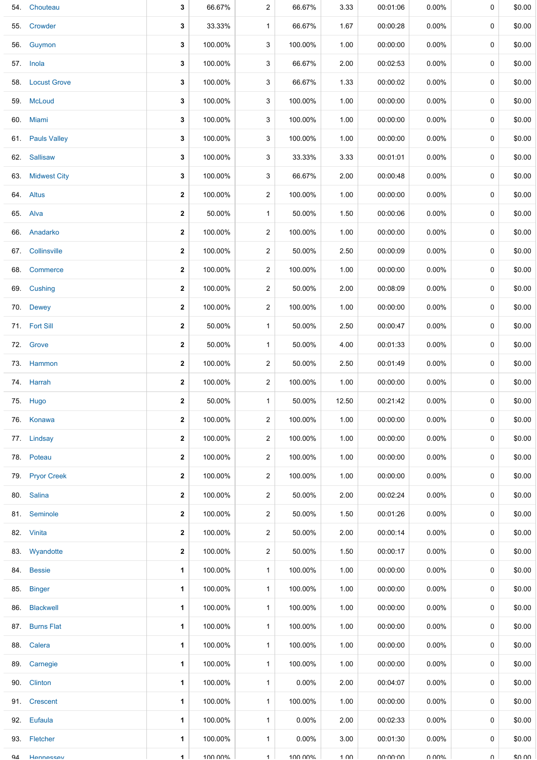| | | | | | | | | | | |
|---|---|---|---|---|---|---|---|---|---|---|
| 54. | Chouteau | 3 | 66.67% | 2 | 66.67% | 3.33 | 00:01:06 | 0.00% | 0 | $0.00 |
| 55. | Crowder | 3 | 33.33% | 1 | 66.67% | 1.67 | 00:00:28 | 0.00% | 0 | $0.00 |
| 56. | Guymon | 3 | 100.00% | 3 | 100.00% | 1.00 | 00:00:00 | 0.00% | 0 | $0.00 |
| 57. | Inola | 3 | 100.00% | 3 | 66.67% | 2.00 | 00:02:53 | 0.00% | 0 | $0.00 |
| 58. | Locust Grove | 3 | 100.00% | 3 | 66.67% | 1.33 | 00:00:02 | 0.00% | 0 | $0.00 |
| 59. | McLoud | 3 | 100.00% | 3 | 100.00% | 1.00 | 00:00:00 | 0.00% | 0 | $0.00 |
| 60. | Miami | 3 | 100.00% | 3 | 100.00% | 1.00 | 00:00:00 | 0.00% | 0 | $0.00 |
| 61. | Pauls Valley | 3 | 100.00% | 3 | 100.00% | 1.00 | 00:00:00 | 0.00% | 0 | $0.00 |
| 62. | Sallisaw | 3 | 100.00% | 3 | 33.33% | 3.33 | 00:01:01 | 0.00% | 0 | $0.00 |
| 63. | Midwest City | 3 | 100.00% | 3 | 66.67% | 2.00 | 00:00:48 | 0.00% | 0 | $0.00 |
| 64. | Altus | 2 | 100.00% | 2 | 100.00% | 1.00 | 00:00:00 | 0.00% | 0 | $0.00 |
| 65. | Alva | 2 | 50.00% | 1 | 50.00% | 1.50 | 00:00:06 | 0.00% | 0 | $0.00 |
| 66. | Anadarko | 2 | 100.00% | 2 | 100.00% | 1.00 | 00:00:00 | 0.00% | 0 | $0.00 |
| 67. | Collinsville | 2 | 100.00% | 2 | 50.00% | 2.50 | 00:00:09 | 0.00% | 0 | $0.00 |
| 68. | Commerce | 2 | 100.00% | 2 | 100.00% | 1.00 | 00:00:00 | 0.00% | 0 | $0.00 |
| 69. | Cushing | 2 | 100.00% | 2 | 50.00% | 2.00 | 00:08:09 | 0.00% | 0 | $0.00 |
| 70. | Dewey | 2 | 100.00% | 2 | 100.00% | 1.00 | 00:00:00 | 0.00% | 0 | $0.00 |
| 71. | Fort Sill | 2 | 50.00% | 1 | 50.00% | 2.50 | 00:00:47 | 0.00% | 0 | $0.00 |
| 72. | Grove | 2 | 50.00% | 1 | 50.00% | 4.00 | 00:01:33 | 0.00% | 0 | $0.00 |
| 73. | Hammon | 2 | 100.00% | 2 | 50.00% | 2.50 | 00:01:49 | 0.00% | 0 | $0.00 |
| 74. | Harrah | 2 | 100.00% | 2 | 100.00% | 1.00 | 00:00:00 | 0.00% | 0 | $0.00 |
| 75. | Hugo | 2 | 50.00% | 1 | 50.00% | 12.50 | 00:21:42 | 0.00% | 0 | $0.00 |
| 76. | Konawa | 2 | 100.00% | 2 | 100.00% | 1.00 | 00:00:00 | 0.00% | 0 | $0.00 |
| 77. | Lindsay | 2 | 100.00% | 2 | 100.00% | 1.00 | 00:00:00 | 0.00% | 0 | $0.00 |
| 78. | Poteau | 2 | 100.00% | 2 | 100.00% | 1.00 | 00:00:00 | 0.00% | 0 | $0.00 |
| 79. | Pryor Creek | 2 | 100.00% | 2 | 100.00% | 1.00 | 00:00:00 | 0.00% | 0 | $0.00 |
| 80. | Salina | 2 | 100.00% | 2 | 50.00% | 2.00 | 00:02:24 | 0.00% | 0 | $0.00 |
| 81. | Seminole | 2 | 100.00% | 2 | 50.00% | 1.50 | 00:01:26 | 0.00% | 0 | $0.00 |
| 82. | Vinita | 2 | 100.00% | 2 | 50.00% | 2.00 | 00:00:14 | 0.00% | 0 | $0.00 |
| 83. | Wyandotte | 2 | 100.00% | 2 | 50.00% | 1.50 | 00:00:17 | 0.00% | 0 | $0.00 |
| 84. | Bessie | 1 | 100.00% | 1 | 100.00% | 1.00 | 00:00:00 | 0.00% | 0 | $0.00 |
| 85. | Binger | 1 | 100.00% | 1 | 100.00% | 1.00 | 00:00:00 | 0.00% | 0 | $0.00 |
| 86. | Blackwell | 1 | 100.00% | 1 | 100.00% | 1.00 | 00:00:00 | 0.00% | 0 | $0.00 |
| 87. | Burns Flat | 1 | 100.00% | 1 | 100.00% | 1.00 | 00:00:00 | 0.00% | 0 | $0.00 |
| 88. | Calera | 1 | 100.00% | 1 | 100.00% | 1.00 | 00:00:00 | 0.00% | 0 | $0.00 |
| 89. | Carnegie | 1 | 100.00% | 1 | 100.00% | 1.00 | 00:00:00 | 0.00% | 0 | $0.00 |
| 90. | Clinton | 1 | 100.00% | 1 | 0.00% | 2.00 | 00:04:07 | 0.00% | 0 | $0.00 |
| 91. | Crescent | 1 | 100.00% | 1 | 100.00% | 1.00 | 00:00:00 | 0.00% | 0 | $0.00 |
| 92. | Eufaula | 1 | 100.00% | 1 | 0.00% | 2.00 | 00:02:33 | 0.00% | 0 | $0.00 |
| 93. | Fletcher | 1 | 100.00% | 1 | 0.00% | 3.00 | 00:01:30 | 0.00% | 0 | $0.00 |
| 94. | Hennessey | 1 | 100.00% | 1 | 100.00% | 1.00 | 00:00:00 | 0.00% | 0 | $0.00 |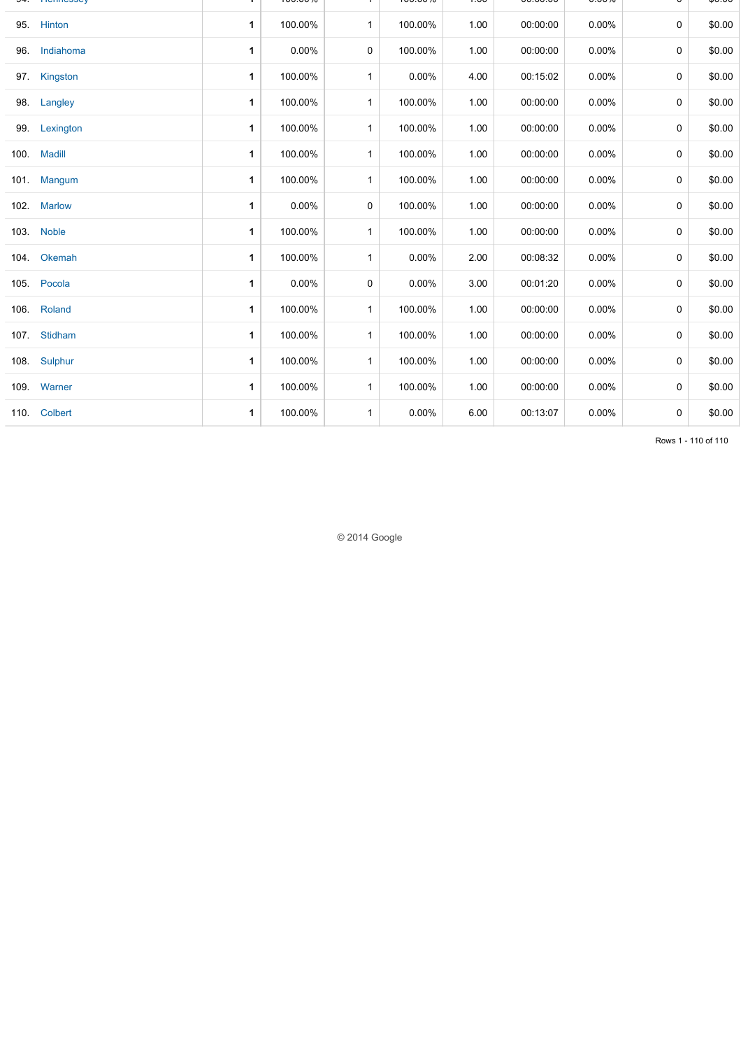| | | | | | | | | | | |
|---|---|---|---|---|---|---|---|---|---|---|
| 95. | Hinton | **1** | 100.00% | 1 | 100.00% | 1.00 | 00:00:00 | 0.00% | 0 | $0.00 |
| 96. | Indiahoma | **1** | 0.00% | 0 | 100.00% | 1.00 | 00:00:00 | 0.00% | 0 | $0.00 |
| 97. | Kingston | **1** | 100.00% | 1 | 0.00% | 4.00 | 00:15:02 | 0.00% | 0 | $0.00 |
| 98. | Langley | **1** | 100.00% | 1 | 100.00% | 1.00 | 00:00:00 | 0.00% | 0 | $0.00 |
| 99. | Lexington | **1** | 100.00% | 1 | 100.00% | 1.00 | 00:00:00 | 0.00% | 0 | $0.00 |
| 100. | Madill | **1** | 100.00% | 1 | 100.00% | 1.00 | 00:00:00 | 0.00% | 0 | $0.00 |
| 101. | Mangum | **1** | 100.00% | 1 | 100.00% | 1.00 | 00:00:00 | 0.00% | 0 | $0.00 |
| 102. | Marlow | **1** | 0.00% | 0 | 100.00% | 1.00 | 00:00:00 | 0.00% | 0 | $0.00 |
| 103. | Noble | **1** | 100.00% | 1 | 100.00% | 1.00 | 00:00:00 | 0.00% | 0 | $0.00 |
| 104. | Okemah | **1** | 100.00% | 1 | 0.00% | 2.00 | 00:08:32 | 0.00% | 0 | $0.00 |
| 105. | Pocola | **1** | 0.00% | 0 | 0.00% | 3.00 | 00:01:20 | 0.00% | 0 | $0.00 |
| 106. | Roland | **1** | 100.00% | 1 | 100.00% | 1.00 | 00:00:00 | 0.00% | 0 | $0.00 |
| 107. | Stidham | **1** | 100.00% | 1 | 100.00% | 1.00 | 00:00:00 | 0.00% | 0 | $0.00 |
| 108. | Sulphur | **1** | 100.00% | 1 | 100.00% | 1.00 | 00:00:00 | 0.00% | 0 | $0.00 |
| 109. | Warner | **1** | 100.00% | 1 | 100.00% | 1.00 | 00:00:00 | 0.00% | 0 | $0.00 |
| 110. | Colbert | **1** | 100.00% | 1 | 0.00% | 6.00 | 00:13:07 | 0.00% | 0 | $0.00 |

Rows 1 - 110 of 110

© 2014 Google